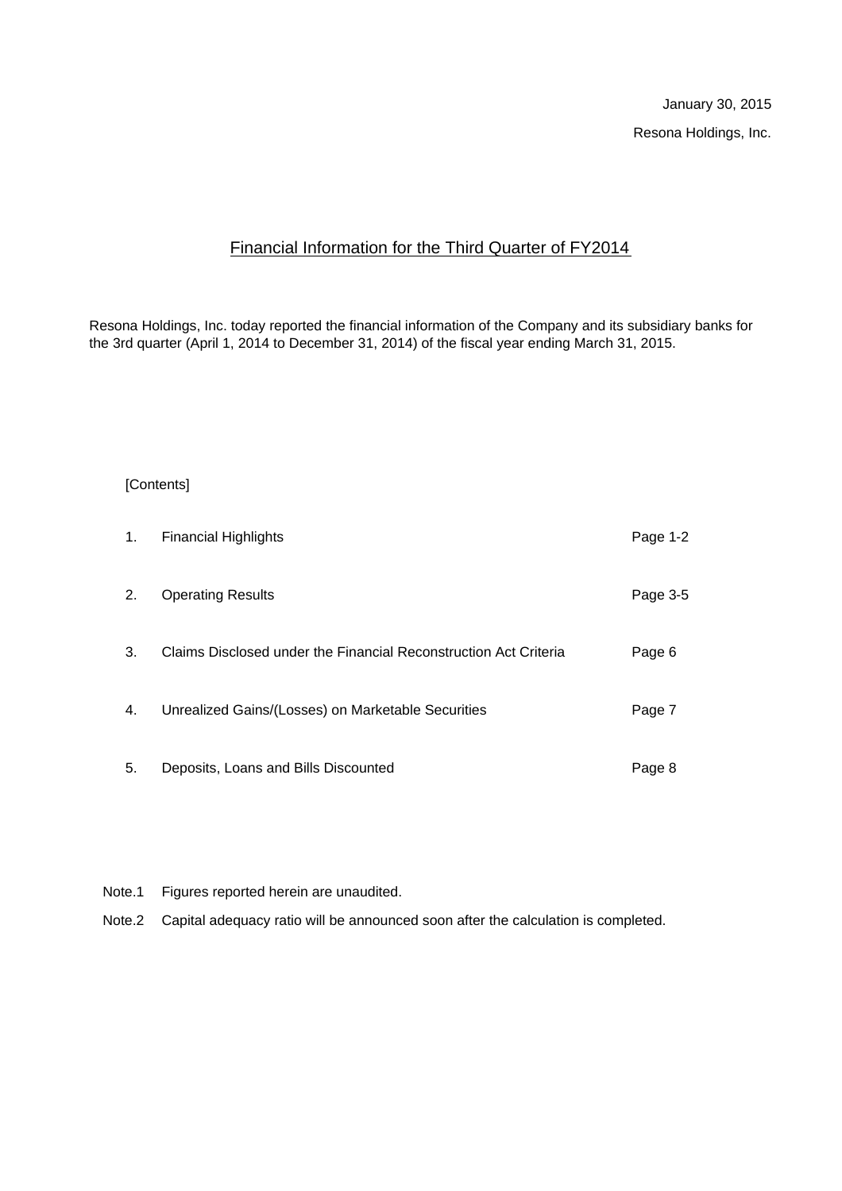January 30, 2015

Resona Holdings, Inc.

# Financial Information for the Third Quarter of FY2014

Resona Holdings, Inc. today reported the financial information of the Company and its subsidiary banks for the 3rd quarter (April 1, 2014 to December 31, 2014) of the fiscal year ending March 31, 2015.

[Contents]

| | | |
|---|---|---|
| 1. | Financial Highlights | Page 1-2 |
| 2. | Operating Results | Page 3-5 |
| 3. | Claims Disclosed under the Financial Reconstruction Act Criteria | Page 6 |
| 4. | Unrealized Gains/(Losses) on Marketable Securities | Page 7 |
| 5. | Deposits, Loans and Bills Discounted | Page 8 |

Note.1 Figures reported herein are unaudited.

Note.2 Capital adequacy ratio will be announced soon after the calculation is completed.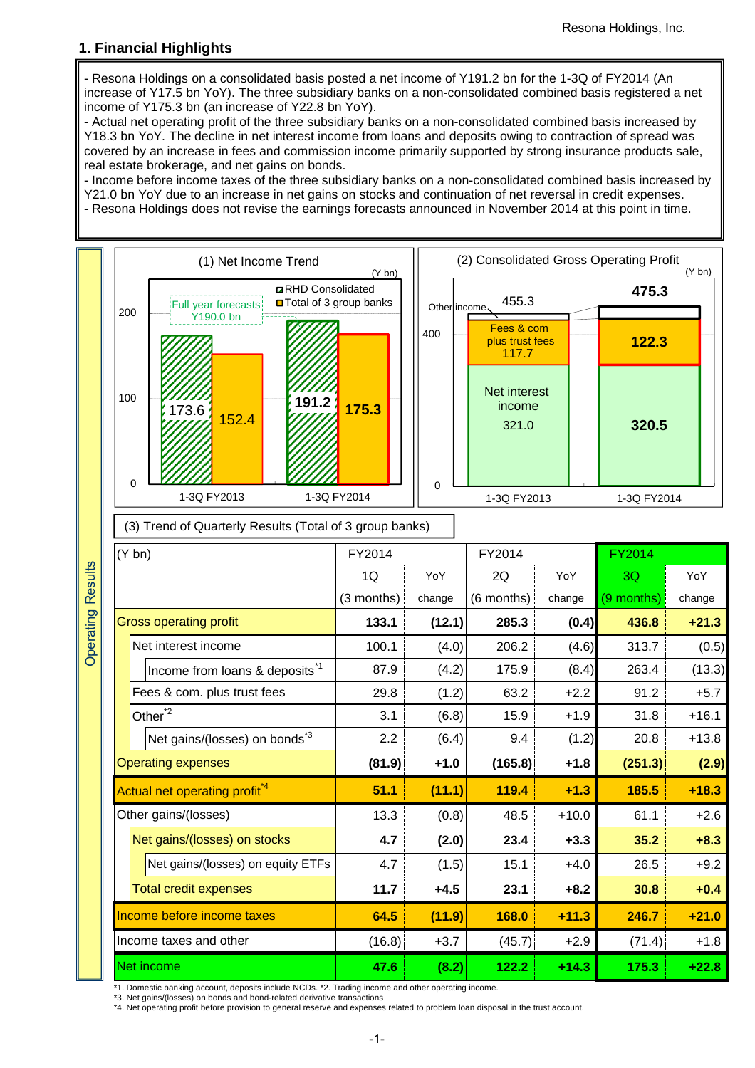## 1. Financial Highlights

- Resona Holdings on a consolidated basis posted a net income of Y191.2 bn for the 1-3Q of FY2014 (An increase of Y17.5 bn YoY). The three subsidiary banks on a non-consolidated combined basis registered a net income of Y175.3 bn (an increase of Y22.8 bn YoY).
- Actual net operating profit of the three subsidiary banks on a non-consolidated combined basis increased by Y18.3 bn YoY. The decline in net interest income from loans and deposits owing to contraction of spread was covered by an increase in fees and commission income primarily supported by strong insurance products sale, real estate brokerage, and net gains on bonds.
- Income before income taxes of the three subsidiary banks on a non-consolidated combined basis increased by Y21.0 bn YoY due to an increase in net gains on stocks and continuation of net reversal in credit expenses.
- Resona Holdings does not revise the earnings forecasts announced in November 2014 at this point in time.

**Operating Results**

(1) Net Income Trend (Y bn)

| | RHD Consolidated | Total of 3 group banks |
|---|---|---|
| 1-3Q FY2013 | 173.6 | 152.4 |
| 1-3Q FY2014 | 191.2 | 175.3 |

Full year forecasts Y190.0 bn

(2) Consolidated Gross Operating Profit (Y bn)

| | 1-3Q FY2013 | 1-3Q FY2014 |
|---|---|---|
| Net interest income | 321.0 | 320.5 |
| Fees & com plus trust fees | 117.7 | 122.3 |
| Other income | | |
| Total | 455.3 | 475.3 |

(3) Trend of Quarterly Results (Total of 3 group banks)

| (Y bn) | FY2014 1Q (3 months) | YoY change | FY2014 2Q (6 months) | YoY change | FY2014 3Q (9 months) | YoY change |
|---|---|---|---|---|---|---|
| **Gross operating profit** | **133.1** | **(12.1)** | **285.3** | **(0.4)** | **436.8** | **+21.3** |
| Net interest income | 100.1 | (4.0) | 206.2 | (4.6) | 313.7 | (0.5) |
| Income from loans & deposits[*1] | 87.9 | (4.2) | 175.9 | (8.4) | 263.4 | (13.3) |
| Fees & com. plus trust fees | 29.8 | (1.2) | 63.2 | +2.2 | 91.2 | +5.7 |
| Other[*2] | 3.1 | (6.8) | 15.9 | +1.9 | 31.8 | +16.1 |
| Net gains/(losses) on bonds[*3] | 2.2 | (6.4) | 9.4 | (1.2) | 20.8 | +13.8 |
| **Operating expenses** | **(81.9)** | **+1.0** | **(165.8)** | **+1.8** | **(251.3)** | **(2.9)** |
| **Actual net operating profit[*4]** | **51.1** | **(11.1)** | **119.4** | **+1.3** | **185.5** | **+18.3** |
| Other gains/(losses) | 13.3 | (0.8) | 48.5 | +10.0 | 61.1 | +2.6 |
| **Net gains/(losses) on stocks** | **4.7** | **(2.0)** | **23.4** | **+3.3** | **35.2** | **+8.3** |
| Net gains/(losses) on equity ETFs | 4.7 | (1.5) | 15.1 | +4.0 | 26.5 | +9.2 |
| **Total credit expenses** | **11.7** | **+4.5** | **23.1** | **+8.2** | **30.8** | **+0.4** |
| **Income before income taxes** | **64.5** | **(11.9)** | **168.0** | **+11.3** | **246.7** | **+21.0** |
| Income taxes and other | (16.8) | +3.7 | (45.7) | +2.9 | (71.4) | +1.8 |
| **Net income** | **47.6** | **(8.2)** | **122.2** | **+14.3** | **175.3** | **+22.8** |

*1. Domestic banking account, deposits include NCDs. *2. Trading income and other operating income.
*3. Net gains/(losses) on bonds and bond-related derivative transactions
*4. Net operating profit before provision to general reserve and expenses related to problem loan disposal in the trust account.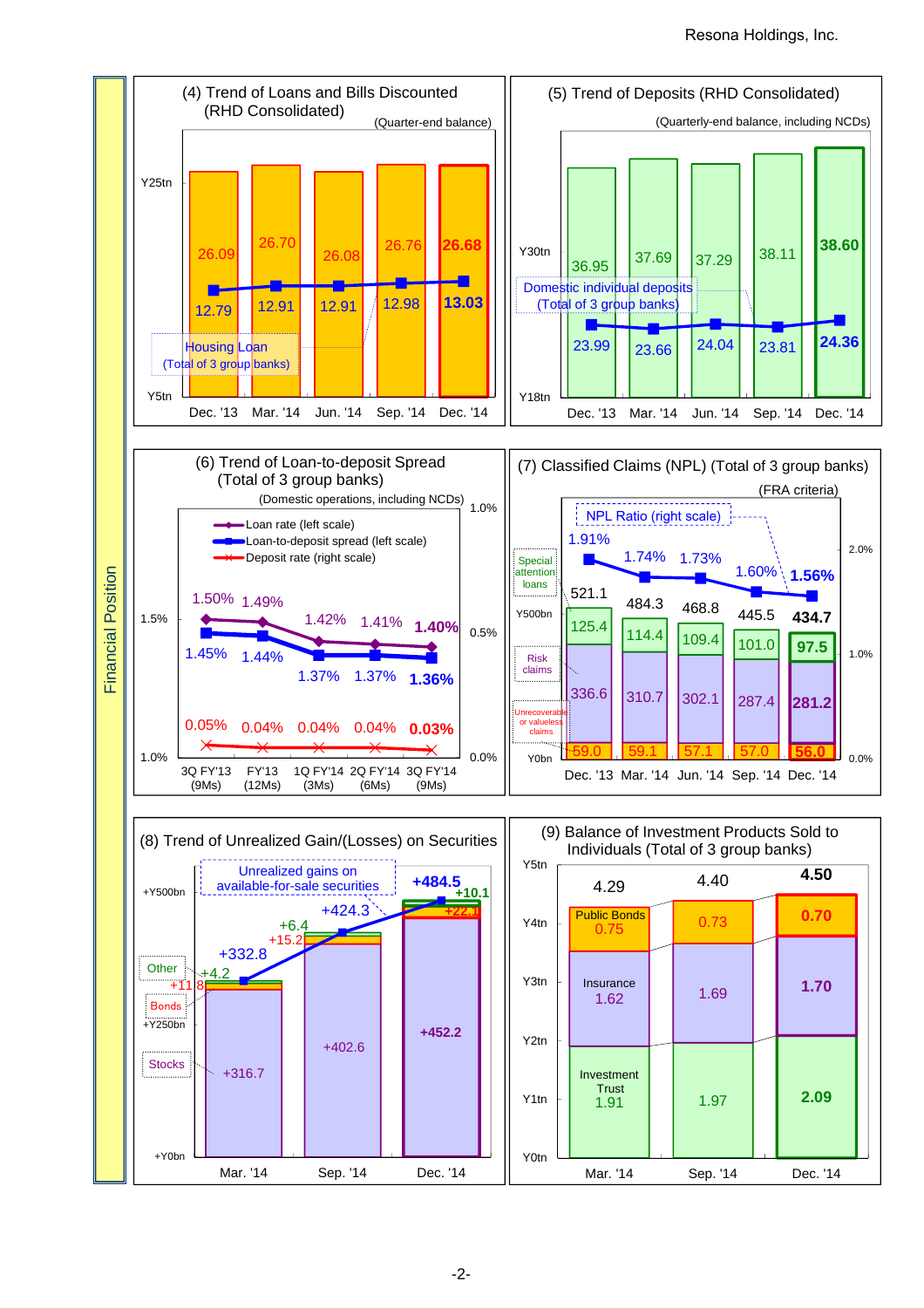## Financial Position

### (4) Trend of Loans and Bills Discounted (RHD Consolidated)

(Quarter-end balance)

| | Dec. '13 | Mar. '14 | Jun. '14 | Sep. '14 | Dec. '14 |
|---|---|---|---|---|---|
| Loans and Bills Discounted (Y tn) | 26.09 | 26.70 | 26.08 | 26.76 | 26.68 |
| Housing Loan (Total of 3 group banks) (Y tn) | 12.79 | 12.91 | 12.91 | 12.98 | 13.03 |

### (5) Trend of Deposits (RHD Consolidated)

(Quarterly-end balance, including NCDs)

| | Dec. '13 | Mar. '14 | Jun. '14 | Sep. '14 | Dec. '14 |
|---|---|---|---|---|---|
| Deposits (Y tn) | 36.95 | 37.69 | 37.29 | 38.11 | 38.60 |
| Domestic individual deposits (Total of 3 group banks) (Y tn) | 23.99 | 23.66 | 24.04 | 23.81 | 24.36 |

### (6) Trend of Loan-to-deposit Spread (Total of 3 group banks)

(Domestic operations, including NCDs)

| | 3Q FY'13 (9Ms) | FY'13 (12Ms) | 1Q FY'14 (3Ms) | 2Q FY'14 (6Ms) | 3Q FY'14 (9Ms) |
|---|---|---|---|---|---|
| Loan rate (left scale) | 1.50% | 1.49% | 1.42% | 1.41% | 1.40% |
| Loan-to-deposit spread (left scale) | 1.45% | 1.44% | 1.37% | 1.37% | 1.36% |
| Deposit rate (right scale) | 0.05% | 0.04% | 0.04% | 0.04% | 0.03% |

### (7) Classified Claims (NPL) (Total of 3 group banks)

(FRA criteria)

| | Dec. '13 | Mar. '14 | Jun. '14 | Sep. '14 | Dec. '14 |
|---|---|---|---|---|---|
| Special attention loans (Y bn) | 125.4 | 114.4 | 109.4 | 101.0 | 97.5 |
| Risk claims (Y bn) | 336.6 | 310.7 | 302.1 | 287.4 | 281.2 |
| Unrecoverable or valueless claims (Y bn) | 59.0 | 59.1 | 57.1 | 57.0 | 56.0 |
| Total (Y bn) | 521.1 | 484.3 | 468.8 | 445.5 | 434.7 |
| NPL Ratio (right scale) | 1.91% | 1.74% | 1.73% | 1.60% | 1.56% |

### (8) Trend of Unrealized Gain/(Losses) on Securities

| | Mar. '14 | Sep. '14 | Dec. '14 |
|---|---|---|---|
| Stocks (Y bn) | +316.7 | +402.6 | +452.2 |
| Bonds (Y bn) | +11.8 | +15.2 | +22.1 |
| Other (Y bn) | +4.2 | +6.4 | +10.1 |
| Unrealized gains on available-for-sale securities (Y bn) | +332.8 | +424.3 | +484.5 |

### (9) Balance of Investment Products Sold to Individuals (Total of 3 group banks)

| | Mar. '14 | Sep. '14 | Dec. '14 |
|---|---|---|---|
| Investment Trust (Y tn) | 1.91 | 1.97 | 2.09 |
| Insurance (Y tn) | 1.62 | 1.69 | 1.70 |
| Public Bonds (Y tn) | 0.75 | 0.73 | 0.70 |
| Total (Y tn) | 4.29 | 4.40 | 4.50 |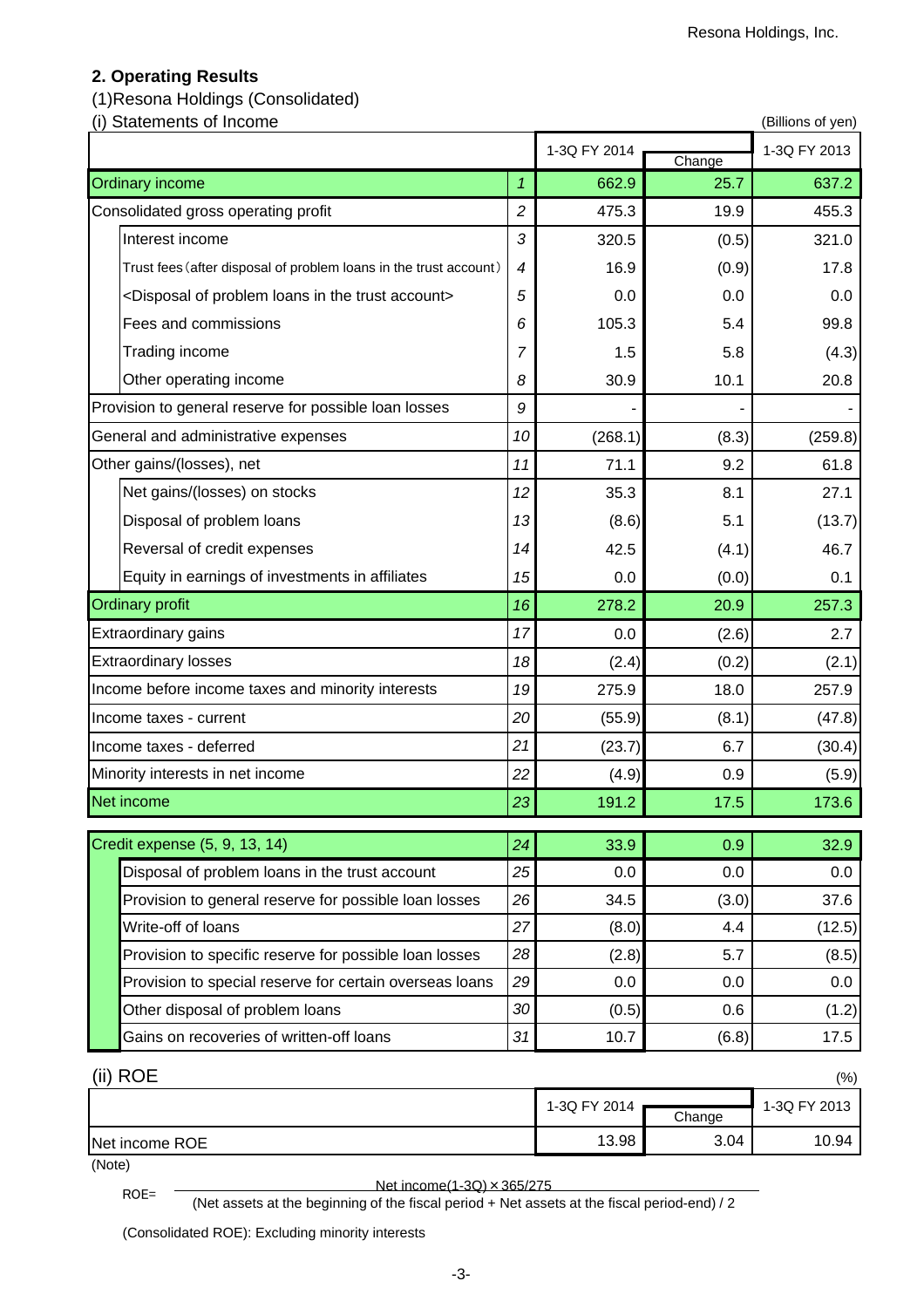Resona Holdings, Inc.

## 2. Operating Results

### (1)Resona Holdings (Consolidated)

#### (i) Statements of Income

(Billions of yen)

| | | 1-3Q FY 2014 | Change | 1-3Q FY 2013 |
|---|---|---|---|---|
| Ordinary income | 1 | 662.9 | 25.7 | 637.2 |
| Consolidated gross operating profit | 2 | 475.3 | 19.9 | 455.3 |
| Interest income | 3 | 320.5 | (0.5) | 321.0 |
| Trust fees (after disposal of problem loans in the trust account) | 4 | 16.9 | (0.9) | 17.8 |
| <Disposal of problem loans in the trust account> | 5 | 0.0 | 0.0 | 0.0 |
| Fees and commissions | 6 | 105.3 | 5.4 | 99.8 |
| Trading income | 7 | 1.5 | 5.8 | (4.3) |
| Other operating income | 8 | 30.9 | 10.1 | 20.8 |
| Provision to general reserve for possible loan losses | 9 | - | - | - |
| General and administrative expenses | 10 | (268.1) | (8.3) | (259.8) |
| Other gains/(losses), net | 11 | 71.1 | 9.2 | 61.8 |
| Net gains/(losses) on stocks | 12 | 35.3 | 8.1 | 27.1 |
| Disposal of problem loans | 13 | (8.6) | 5.1 | (13.7) |
| Reversal of credit expenses | 14 | 42.5 | (4.1) | 46.7 |
| Equity in earnings of investments in affiliates | 15 | 0.0 | (0.0) | 0.1 |
| Ordinary profit | 16 | 278.2 | 20.9 | 257.3 |
| Extraordinary gains | 17 | 0.0 | (2.6) | 2.7 |
| Extraordinary losses | 18 | (2.4) | (0.2) | (2.1) |
| Income before income taxes and minority interests | 19 | 275.9 | 18.0 | 257.9 |
| Income taxes - current | 20 | (55.9) | (8.1) | (47.8) |
| Income taxes - deferred | 21 | (23.7) | 6.7 | (30.4) |
| Minority interests in net income | 22 | (4.9) | 0.9 | (5.9) |
| Net income | 23 | 191.2 | 17.5 | 173.6 |
| Credit expense (5, 9, 13, 14) | 24 | 33.9 | 0.9 | 32.9 |
| Disposal of problem loans in the trust account | 25 | 0.0 | 0.0 | 0.0 |
| Provision to general reserve for possible loan losses | 26 | 34.5 | (3.0) | 37.6 |
| Write-off of loans | 27 | (8.0) | 4.4 | (12.5) |
| Provision to specific reserve for possible loan losses | 28 | (2.8) | 5.7 | (8.5) |
| Provision to special reserve for certain overseas loans | 29 | 0.0 | 0.0 | 0.0 |
| Other disposal of problem loans | 30 | (0.5) | 0.6 | (1.2) |
| Gains on recoveries of written-off loans | 31 | 10.7 | (6.8) | 17.5 |

#### (ii) ROE

(%)

| | 1-3Q FY 2014 | Change | 1-3Q FY 2013 |
|---|---|---|---|
| Net income ROE | 13.98 | 3.04 | 10.94 |

(Note)

$$\text{ROE} = \frac{\text{Net income(1-3Q)} \times 365/275}{\text{(Net assets at the beginning of the fiscal period + Net assets at the fiscal period-end) / 2}}$$

(Consolidated ROE): Excluding minority interests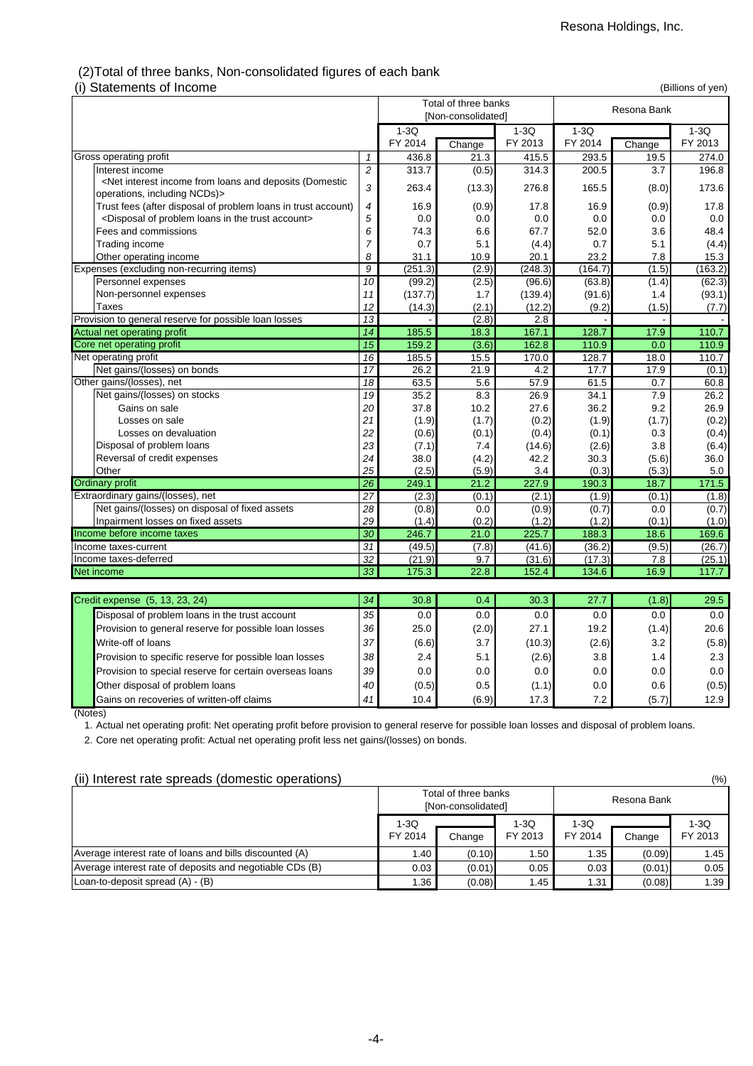## (2)Total of three banks, Non-consolidated figures of each bank

### (i) Statements of Income

(Billions of yen)

| | | Total of three banks [Non-consolidated] | | | Resona Bank | | |
|---|---|---|---|---|---|---|---|
| | | 1-3Q FY 2014 | Change | 1-3Q FY 2013 | 1-3Q FY 2014 | Change | 1-3Q FY 2013 |
| Gross operating profit | 1 | 436.8 | 21.3 | 415.5 | 293.5 | 19.5 | 274.0 |
| Interest income | 2 | 313.7 | (0.5) | 314.3 | 200.5 | 3.7 | 196.8 |
| <Net interest income from loans and deposits (Domestic operations, including NCDs)> | 3 | 263.4 | (13.3) | 276.8 | 165.5 | (8.0) | 173.6 |
| Trust fees (after disposal of problem loans in trust account) | 4 | 16.9 | (0.9) | 17.8 | 16.9 | (0.9) | 17.8 |
| <Disposal of problem loans in the trust account> | 5 | 0.0 | 0.0 | 0.0 | 0.0 | 0.0 | 0.0 |
| Fees and commissions | 6 | 74.3 | 6.6 | 67.7 | 52.0 | 3.6 | 48.4 |
| Trading income | 7 | 0.7 | 5.1 | (4.4) | 0.7 | 5.1 | (4.4) |
| Other operating income | 8 | 31.1 | 10.9 | 20.1 | 23.2 | 7.8 | 15.3 |
| Expenses (excluding non-recurring items) | 9 | (251.3) | (2.9) | (248.3) | (164.7) | (1.5) | (163.2) |
| Personnel expenses | 10 | (99.2) | (2.5) | (96.6) | (63.8) | (1.4) | (62.3) |
| Non-personnel expenses | 11 | (137.7) | 1.7 | (139.4) | (91.6) | 1.4 | (93.1) |
| Taxes | 12 | (14.3) | (2.1) | (12.2) | (9.2) | (1.5) | (7.7) |
| Provision to general reserve for possible loan losses | 13 | - | (2.8) | 2.8 | - | - | - |
| Actual net operating profit | 14 | 185.5 | 18.3 | 167.1 | 128.7 | 17.9 | 110.7 |
| Core net operating profit | 15 | 159.2 | (3.6) | 162.8 | 110.9 | 0.0 | 110.9 |
| Net operating profit | 16 | 185.5 | 15.5 | 170.0 | 128.7 | 18.0 | 110.7 |
| Net gains/(losses) on bonds | 17 | 26.2 | 21.9 | 4.2 | 17.7 | 17.9 | (0.1) |
| Other gains/(losses), net | 18 | 63.5 | 5.6 | 57.9 | 61.5 | 0.7 | 60.8 |
| Net gains/(losses) on stocks | 19 | 35.2 | 8.3 | 26.9 | 34.1 | 7.9 | 26.2 |
| Gains on sale | 20 | 37.8 | 10.2 | 27.6 | 36.2 | 9.2 | 26.9 |
| Losses on sale | 21 | (1.9) | (1.7) | (0.2) | (1.9) | (1.7) | (0.2) |
| Losses on devaluation | 22 | (0.6) | (0.1) | (0.4) | (0.1) | 0.3 | (0.4) |
| Disposal of problem loans | 23 | (7.1) | 7.4 | (14.6) | (2.6) | 3.8 | (6.4) |
| Reversal of credit expenses | 24 | 38.0 | (4.2) | 42.2 | 30.3 | (5.6) | 36.0 |
| Other | 25 | (2.5) | (5.9) | 3.4 | (0.3) | (5.3) | 5.0 |
| Ordinary profit | 26 | 249.1 | 21.2 | 227.9 | 190.3 | 18.7 | 171.5 |
| Extraordinary gains/(losses), net | 27 | (2.3) | (0.1) | (2.1) | (1.9) | (0.1) | (1.8) |
| Net gains/(losses) on disposal of fixed assets | 28 | (0.8) | 0.0 | (0.9) | (0.7) | 0.0 | (0.7) |
| Inpairment losses on fixed assets | 29 | (1.4) | (0.2) | (1.2) | (1.2) | (0.1) | (1.0) |
| Income before income taxes | 30 | 246.7 | 21.0 | 225.7 | 188.3 | 18.6 | 169.6 |
| Income taxes-current | 31 | (49.5) | (7.8) | (41.6) | (36.2) | (9.5) | (26.7) |
| Income taxes-deferred | 32 | (21.9) | 9.7 | (31.6) | (17.3) | 7.8 | (25.1) |
| Net income | 33 | 175.3 | 22.8 | 152.4 | 134.6 | 16.9 | 117.7 |
| Credit expense (5, 13, 23, 24) | 34 | 30.8 | 0.4 | 30.3 | 27.7 | (1.8) | 29.5 |
| Disposal of problem loans in the trust account | 35 | 0.0 | 0.0 | 0.0 | 0.0 | 0.0 | 0.0 |
| Provision to general reserve for possible loan losses | 36 | 25.0 | (2.0) | 27.1 | 19.2 | (1.4) | 20.6 |
| Write-off of loans | 37 | (6.6) | 3.7 | (10.3) | (2.6) | 3.2 | (5.8) |
| Provision to specific reserve for possible loan losses | 38 | 2.4 | 5.1 | (2.6) | 3.8 | 1.4 | 2.3 |
| Provision to special reserve for certain overseas loans | 39 | 0.0 | 0.0 | 0.0 | 0.0 | 0.0 | 0.0 |
| Other disposal of problem loans | 40 | (0.5) | 0.5 | (1.1) | 0.0 | 0.6 | (0.5) |
| Gains on recoveries of written-off claims | 41 | 10.4 | (6.9) | 17.3 | 7.2 | (5.7) | 12.9 |

(Notes)

1. Actual net operating profit: Net operating profit before provision to general reserve for possible loan losses and disposal of problem loans.
2. Core net operating profit: Actual net operating profit less net gains/(losses) on bonds.

### (ii) Interest rate spreads (domestic operations)

(%)

| | Total of three banks [Non-consolidated] | | | Resona Bank | | |
|---|---|---|---|---|---|---|
| | 1-3Q FY 2014 | Change | 1-3Q FY 2013 | 1-3Q FY 2014 | Change | 1-3Q FY 2013 |
| Average interest rate of loans and bills discounted (A) | 1.40 | (0.10) | 1.50 | 1.35 | (0.09) | 1.45 |
| Average interest rate of deposits and negotiable CDs (B) | 0.03 | (0.01) | 0.05 | 0.03 | (0.01) | 0.05 |
| Loan-to-deposit spread (A) - (B) | 1.36 | (0.08) | 1.45 | 1.31 | (0.08) | 1.39 |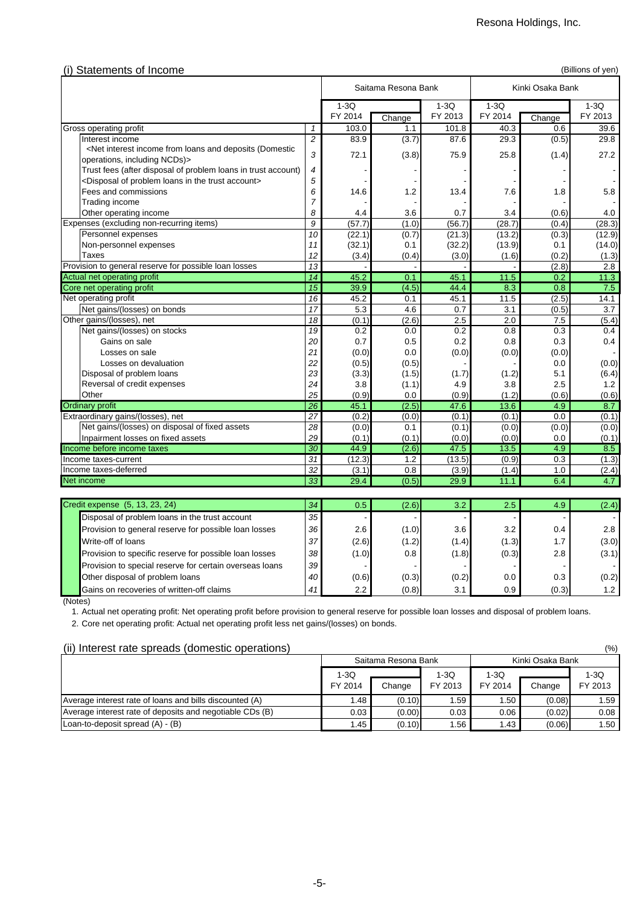### (i) Statements of Income

(Billions of yen)

| | | Saitama Resona Bank | | | Kinki Osaka Bank | | |
|---|---|---|---|---|---|---|---|
| | | 1-3Q FY 2014 | Change | 1-3Q FY 2013 | 1-3Q FY 2014 | Change | 1-3Q FY 2013 |
| Gross operating profit | 1 | 103.0 | 1.1 | 101.8 | 40.3 | 0.6 | 39.6 |
| Interest income | 2 | 83.9 | (3.7) | 87.6 | 29.3 | (0.5) | 29.8 |
| <Net interest income from loans and deposits (Domestic operations, including NCDs)> | 3 | 72.1 | (3.8) | 75.9 | 25.8 | (1.4) | 27.2 |
| Trust fees (after disposal of problem loans in trust account) | 4 | - | - | - | - | - | - |
| <Disposal of problem loans in the trust account> | 5 | - | - | - | - | - | - |
| Fees and commissions | 6 | 14.6 | 1.2 | 13.4 | 7.6 | 1.8 | 5.8 |
| Trading income | 7 | - | - | - | - | - | - |
| Other operating income | 8 | 4.4 | 3.6 | 0.7 | 3.4 | (0.6) | 4.0 |
| Expenses (excluding non-recurring items) | 9 | (57.7) | (1.0) | (56.7) | (28.7) | (0.4) | (28.3) |
| Personnel expenses | 10 | (22.1) | (0.7) | (21.3) | (13.2) | (0.3) | (12.9) |
| Non-personnel expenses | 11 | (32.1) | 0.1 | (32.2) | (13.9) | 0.1 | (14.0) |
| Taxes | 12 | (3.4) | (0.4) | (3.0) | (1.6) | (0.2) | (1.3) |
| Provision to general reserve for possible loan losses | 13 | - | - | - | - | (2.8) | 2.8 |
| Actual net operating profit | 14 | 45.2 | 0.1 | 45.1 | 11.5 | 0.2 | 11.3 |
| Core net operating profit | 15 | 39.9 | (4.5) | 44.4 | 8.3 | 0.8 | 7.5 |
| Net operating profit | 16 | 45.2 | 0.1 | 45.1 | 11.5 | (2.5) | 14.1 |
| Net gains/(losses) on bonds | 17 | 5.3 | 4.6 | 0.7 | 3.1 | (0.5) | 3.7 |
| Other gains/(losses), net | 18 | (0.1) | (2.6) | 2.5 | 2.0 | 7.5 | (5.4) |
| Net gains/(losses) on stocks | 19 | 0.2 | 0.0 | 0.2 | 0.8 | 0.3 | 0.4 |
| Gains on sale | 20 | 0.7 | 0.5 | 0.2 | 0.8 | 0.3 | 0.4 |
| Losses on sale | 21 | (0.0) | 0.0 | (0.0) | (0.0) | (0.0) | - |
| Losses on devaluation | 22 | (0.5) | (0.5) | - | - | 0.0 | (0.0) |
| Disposal of problem loans | 23 | (3.3) | (1.5) | (1.7) | (1.2) | 5.1 | (6.4) |
| Reversal of credit expenses | 24 | 3.8 | (1.1) | 4.9 | 3.8 | 2.5 | 1.2 |
| Other | 25 | (0.9) | 0.0 | (0.9) | (1.2) | (0.6) | (0.6) |
| Ordinary profit | 26 | 45.1 | (2.5) | 47.6 | 13.6 | 4.9 | 8.7 |
| Extraordinary gains/(losses), net | 27 | (0.2) | (0.0) | (0.1) | (0.1) | 0.0 | (0.1) |
| Net gains/(losses) on disposal of fixed assets | 28 | (0.0) | 0.1 | (0.1) | (0.0) | (0.0) | (0.0) |
| Inpairment losses on fixed assets | 29 | (0.1) | (0.1) | (0.0) | (0.0) | 0.0 | (0.1) |
| Income before income taxes | 30 | 44.9 | (2.6) | 47.5 | 13.5 | 4.9 | 8.5 |
| Income taxes-current | 31 | (12.3) | 1.2 | (13.5) | (0.9) | 0.3 | (1.3) |
| Income taxes-deferred | 32 | (3.1) | 0.8 | (3.9) | (1.4) | 1.0 | (2.4) |
| Net income | 33 | 29.4 | (0.5) | 29.9 | 11.1 | 6.4 | 4.7 |

| | | Saitama Resona Bank | | | Kinki Osaka Bank | | |
|---|---|---|---|---|---|---|---|
| | | 1-3Q FY 2014 | Change | 1-3Q FY 2013 | 1-3Q FY 2014 | Change | 1-3Q FY 2013 |
| Credit expense (5, 13, 23, 24) | 34 | 0.5 | (2.6) | 3.2 | 2.5 | 4.9 | (2.4) |
| Disposal of problem loans in the trust account | 35 | - | - | - | - | - | - |
| Provision to general reserve for possible loan losses | 36 | 2.6 | (1.0) | 3.6 | 3.2 | 0.4 | 2.8 |
| Write-off of loans | 37 | (2.6) | (1.2) | (1.4) | (1.3) | 1.7 | (3.0) |
| Provision to specific reserve for possible loan losses | 38 | (1.0) | 0.8 | (1.8) | (0.3) | 2.8 | (3.1) |
| Provision to special reserve for certain overseas loans | 39 | - | - | - | - | - | - |
| Other disposal of problem loans | 40 | (0.6) | (0.3) | (0.2) | 0.0 | 0.3 | (0.2) |
| Gains on recoveries of written-off claims | 41 | 2.2 | (0.8) | 3.1 | 0.9 | (0.3) | 1.2 |

(Notes)

1. Actual net operating profit: Net operating profit before provision to general reserve for possible loan losses and disposal of problem loans.
2. Core net operating profit: Actual net operating profit less net gains/(losses) on bonds.

### (ii) Interest rate spreads (domestic operations)

(%)

| | Saitama Resona Bank | | | Kinki Osaka Bank | | |
|---|---|---|---|---|---|---|
| | 1-3Q FY 2014 | Change | 1-3Q FY 2013 | 1-3Q FY 2014 | Change | 1-3Q FY 2013 |
| Average interest rate of loans and bills discounted (A) | 1.48 | (0.10) | 1.59 | 1.50 | (0.08) | 1.59 |
| Average interest rate of deposits and negotiable CDs (B) | 0.03 | (0.00) | 0.03 | 0.06 | (0.02) | 0.08 |
| Loan-to-deposit spread (A) - (B) | 1.45 | (0.10) | 1.56 | 1.43 | (0.06) | 1.50 |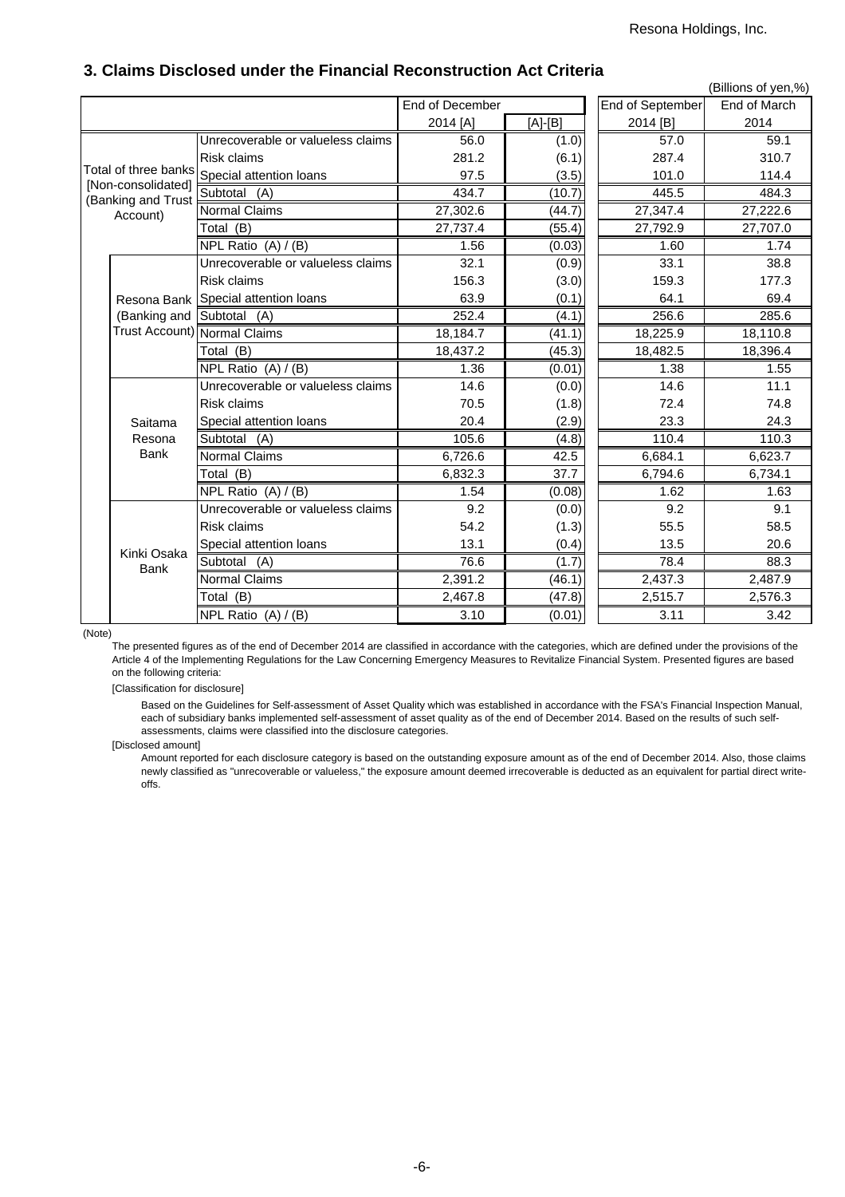## 3. Claims Disclosed under the Financial Reconstruction Act Criteria

(Billions of yen,%)

| | | | End of December 2014 [A] | [A]-[B] | End of September 2014 [B] | End of March 2014 |
|---|---|---|---|---|---|---|
| Total of three banks [Non-consolidated] (Banking and Trust Account) | | Unrecoverable or valueless claims | 56.0 | (1.0) | 57.0 | 59.1 |
| | | Risk claims | 281.2 | (6.1) | 287.4 | 310.7 |
| | | Special attention loans | 97.5 | (3.5) | 101.0 | 114.4 |
| | | Subtotal (A) | 434.7 | (10.7) | 445.5 | 484.3 |
| | | Normal Claims | 27,302.6 | (44.7) | 27,347.4 | 27,222.6 |
| | | Total (B) | 27,737.4 | (55.4) | 27,792.9 | 27,707.0 |
| | | NPL Ratio (A) / (B) | 1.56 | (0.03) | 1.60 | 1.74 |
| | Resona Bank (Banking and Trust Account) | Unrecoverable or valueless claims | 32.1 | (0.9) | 33.1 | 38.8 |
| | | Risk claims | 156.3 | (3.0) | 159.3 | 177.3 |
| | | Special attention loans | 63.9 | (0.1) | 64.1 | 69.4 |
| | | Subtotal (A) | 252.4 | (4.1) | 256.6 | 285.6 |
| | | Normal Claims | 18,184.7 | (41.1) | 18,225.9 | 18,110.8 |
| | | Total (B) | 18,437.2 | (45.3) | 18,482.5 | 18,396.4 |
| | | NPL Ratio (A) / (B) | 1.36 | (0.01) | 1.38 | 1.55 |
| | Saitama Resona Bank | Unrecoverable or valueless claims | 14.6 | (0.0) | 14.6 | 11.1 |
| | | Risk claims | 70.5 | (1.8) | 72.4 | 74.8 |
| | | Special attention loans | 20.4 | (2.9) | 23.3 | 24.3 |
| | | Subtotal (A) | 105.6 | (4.8) | 110.4 | 110.3 |
| | | Normal Claims | 6,726.6 | 42.5 | 6,684.1 | 6,623.7 |
| | | Total (B) | 6,832.3 | 37.7 | 6,794.6 | 6,734.1 |
| | | NPL Ratio (A) / (B) | 1.54 | (0.08) | 1.62 | 1.63 |
| | Kinki Osaka Bank | Unrecoverable or valueless claims | 9.2 | (0.0) | 9.2 | 9.1 |
| | | Risk claims | 54.2 | (1.3) | 55.5 | 58.5 |
| | | Special attention loans | 13.1 | (0.4) | 13.5 | 20.6 |
| | | Subtotal (A) | 76.6 | (1.7) | 78.4 | 88.3 |
| | | Normal Claims | 2,391.2 | (46.1) | 2,437.3 | 2,487.9 |
| | | Total (B) | 2,467.8 | (47.8) | 2,515.7 | 2,576.3 |
| | | NPL Ratio (A) / (B) | 3.10 | (0.01) | 3.11 | 3.42 |

(Note)

The presented figures as of the end of December 2014 are classified in accordance with the categories, which are defined under the provisions of the Article 4 of the Implementing Regulations for the Law Concerning Emergency Measures to Revitalize Financial System. Presented figures are based on the following criteria:

[Classification for disclosure]

Based on the Guidelines for Self-assessment of Asset Quality which was established in accordance with the FSA's Financial Inspection Manual, each of subsidiary banks implemented self-assessment of asset quality as of the end of December 2014. Based on the results of such self-assessments, claims were classified into the disclosure categories.

[Disclosed amount]

Amount reported for each disclosure category is based on the outstanding exposure amount as of the end of December 2014. Also, those claims newly classified as "unrecoverable or valueless," the exposure amount deemed irrecoverable is deducted as an equivalent for partial direct write-offs.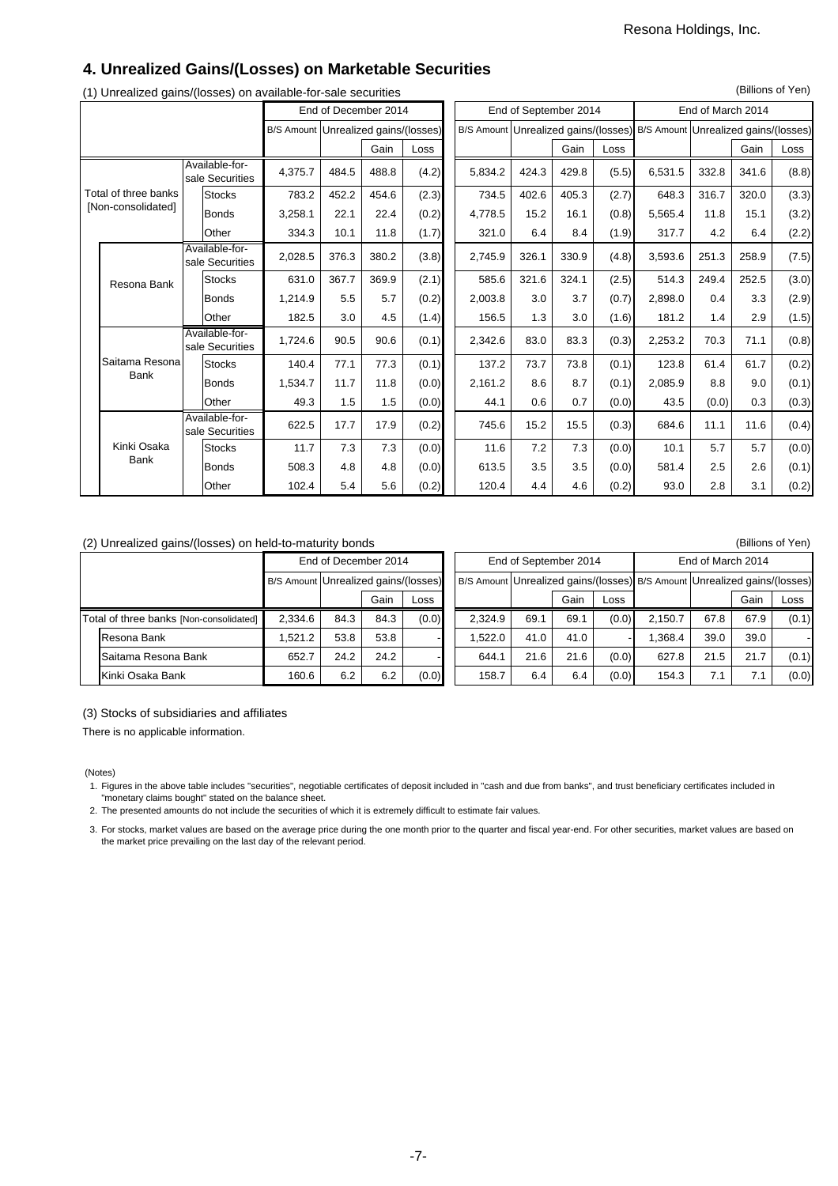## 4. Unrealized Gains/(Losses) on Marketable Securities

(1) Unrealized gains/(losses) on available-for-sale securities

(Billions of Yen)

| | | End of December 2014 | | | | End of September 2014 | | | | End of March 2014 | | | |
|---|---|---|---|---|---|---|---|---|---|---|---|---|---|
| | | B/S Amount | Unrealized gains/(losses) | | | B/S Amount | Unrealized gains/(losses) | | | B/S Amount | Unrealized gains/(losses) | | |
| | | | | Gain | Loss | | | Gain | Loss | | | Gain | Loss |
| Total of three banks [Non-consolidated] | Available-for-sale Securities | 4,375.7 | 484.5 | 488.8 | (4.2) | 5,834.2 | 424.3 | 429.8 | (5.5) | 6,531.5 | 332.8 | 341.6 | (8.8) |
| | Stocks | 783.2 | 452.2 | 454.6 | (2.3) | 734.5 | 402.6 | 405.3 | (2.7) | 648.3 | 316.7 | 320.0 | (3.3) |
| | Bonds | 3,258.1 | 22.1 | 22.4 | (0.2) | 4,778.5 | 15.2 | 16.1 | (0.8) | 5,565.4 | 11.8 | 15.1 | (3.2) |
| | Other | 334.3 | 10.1 | 11.8 | (1.7) | 321.0 | 6.4 | 8.4 | (1.9) | 317.7 | 4.2 | 6.4 | (2.2) |
| Resona Bank | Available-for-sale Securities | 2,028.5 | 376.3 | 380.2 | (3.8) | 2,745.9 | 326.1 | 330.9 | (4.8) | 3,593.6 | 251.3 | 258.9 | (7.5) |
| | Stocks | 631.0 | 367.7 | 369.9 | (2.1) | 585.6 | 321.6 | 324.1 | (2.5) | 514.3 | 249.4 | 252.5 | (3.0) |
| | Bonds | 1,214.9 | 5.5 | 5.7 | (0.2) | 2,003.8 | 3.0 | 3.7 | (0.7) | 2,898.0 | 0.4 | 3.3 | (2.9) |
| | Other | 182.5 | 3.0 | 4.5 | (1.4) | 156.5 | 1.3 | 3.0 | (1.6) | 181.2 | 1.4 | 2.9 | (1.5) |
| Saitama Resona Bank | Available-for-sale Securities | 1,724.6 | 90.5 | 90.6 | (0.1) | 2,342.6 | 83.0 | 83.3 | (0.3) | 2,253.2 | 70.3 | 71.1 | (0.8) |
| | Stocks | 140.4 | 77.1 | 77.3 | (0.1) | 137.2 | 73.7 | 73.8 | (0.1) | 123.8 | 61.4 | 61.7 | (0.2) |
| | Bonds | 1,534.7 | 11.7 | 11.8 | (0.0) | 2,161.2 | 8.6 | 8.7 | (0.1) | 2,085.9 | 8.8 | 9.0 | (0.1) |
| | Other | 49.3 | 1.5 | 1.5 | (0.0) | 44.1 | 0.6 | 0.7 | (0.0) | 43.5 | (0.0) | 0.3 | (0.3) |
| Kinki Osaka Bank | Available-for-sale Securities | 622.5 | 17.7 | 17.9 | (0.2) | 745.6 | 15.2 | 15.5 | (0.3) | 684.6 | 11.1 | 11.6 | (0.4) |
| | Stocks | 11.7 | 7.3 | 7.3 | (0.0) | 11.6 | 7.2 | 7.3 | (0.0) | 10.1 | 5.7 | 5.7 | (0.0) |
| | Bonds | 508.3 | 4.8 | 4.8 | (0.0) | 613.5 | 3.5 | 3.5 | (0.0) | 581.4 | 2.5 | 2.6 | (0.1) |
| | Other | 102.4 | 5.4 | 5.6 | (0.2) | 120.4 | 4.4 | 4.6 | (0.2) | 93.0 | 2.8 | 3.1 | (0.2) |

(2) Unrealized gains/(losses) on held-to-maturity bonds

(Billions of Yen)

| | End of December 2014 | | | | End of September 2014 | | | | End of March 2014 | | | |
|---|---|---|---|---|---|---|---|---|---|---|---|---|
| | B/S Amount | Unrealized gains/(losses) | | | B/S Amount | Unrealized gains/(losses) | | | B/S Amount | Unrealized gains/(losses) | | |
| | | | Gain | Loss | | | Gain | Loss | | | Gain | Loss |
| Total of three banks [Non-consolidated] | 2,334.6 | 84.3 | 84.3 | (0.0) | 2,324.9 | 69.1 | 69.1 | (0.0) | 2,150.7 | 67.8 | 67.9 | (0.1) |
| Resona Bank | 1,521.2 | 53.8 | 53.8 | - | 1,522.0 | 41.0 | 41.0 | - | 1,368.4 | 39.0 | 39.0 | - |
| Saitama Resona Bank | 652.7 | 24.2 | 24.2 | - | 644.1 | 21.6 | 21.6 | (0.0) | 627.8 | 21.5 | 21.7 | (0.1) |
| Kinki Osaka Bank | 160.6 | 6.2 | 6.2 | (0.0) | 158.7 | 6.4 | 6.4 | (0.0) | 154.3 | 7.1 | 7.1 | (0.0) |

(3) Stocks of subsidiaries and affiliates

There is no applicable information.

(Notes)

1. Figures in the above table includes "securities", negotiable certificates of deposit included in "cash and due from banks", and trust beneficiary certificates included in "monetary claims bought" stated on the balance sheet.
2. The presented amounts do not include the securities of which it is extremely difficult to estimate fair values.
3. For stocks, market values are based on the average price during the one month prior to the quarter and fiscal year-end. For other securities, market values are based on the market price prevailing on the last day of the relevant period.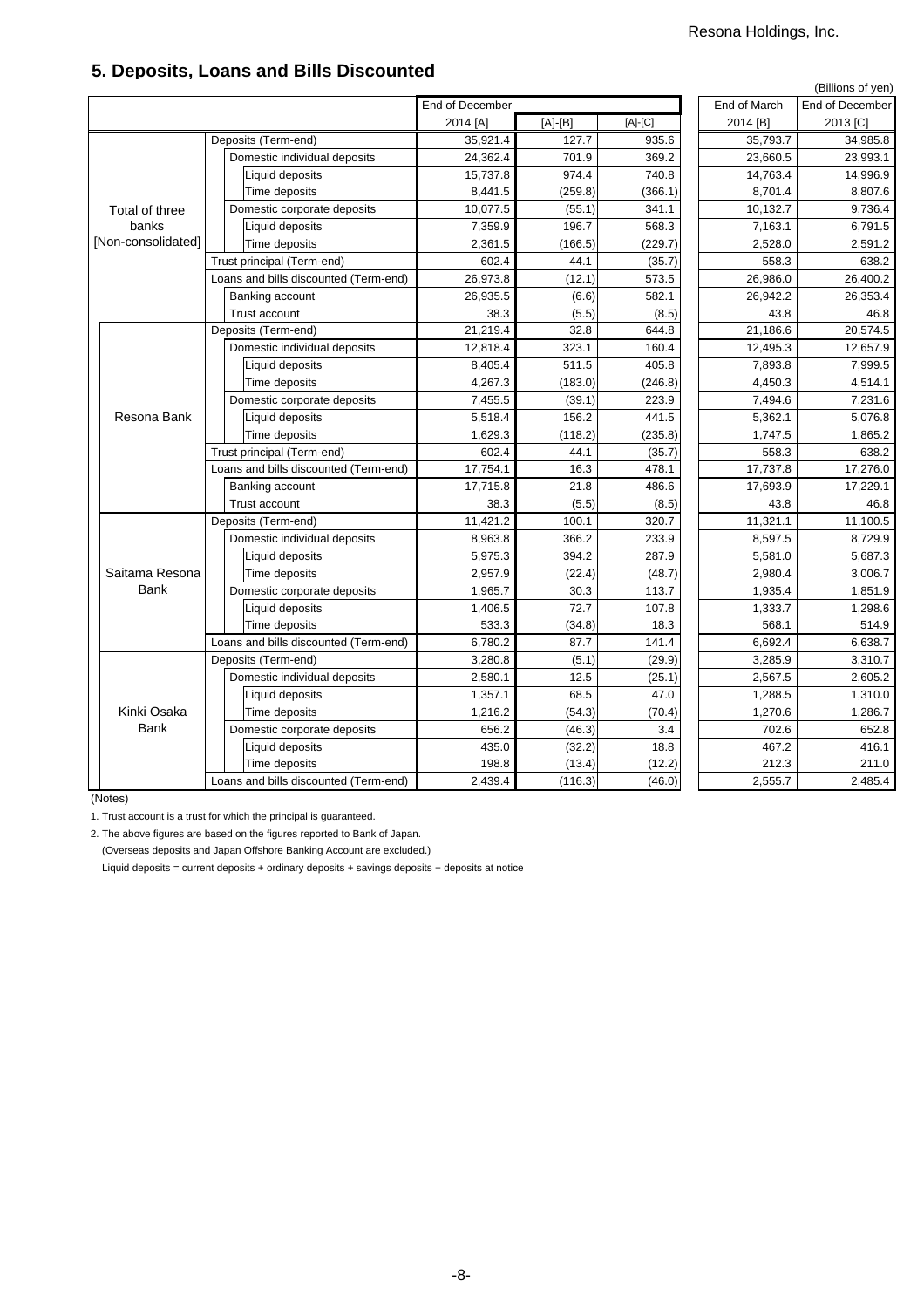## 5. Deposits, Loans and Bills Discounted

(Billions of yen)

| | | End of December 2014 [A] | [A]-[B] | [A]-[C] | End of March 2014 [B] | End of December 2013 [C] |
|---|---|---|---|---|---|---|
| Total of three banks [Non-consolidated] | Deposits (Term-end) | 35,921.4 | 127.7 | 935.6 | 35,793.7 | 34,985.8 |
| | Domestic individual deposits | 24,362.4 | 701.9 | 369.2 | 23,660.5 | 23,993.1 |
| | Liquid deposits | 15,737.8 | 974.4 | 740.8 | 14,763.4 | 14,996.9 |
| | Time deposits | 8,441.5 | (259.8) | (366.1) | 8,701.4 | 8,807.6 |
| | Domestic corporate deposits | 10,077.5 | (55.1) | 341.1 | 10,132.7 | 9,736.4 |
| | Liquid deposits | 7,359.9 | 196.7 | 568.3 | 7,163.1 | 6,791.5 |
| | Time deposits | 2,361.5 | (166.5) | (229.7) | 2,528.0 | 2,591.2 |
| | Trust principal (Term-end) | 602.4 | 44.1 | (35.7) | 558.3 | 638.2 |
| | Loans and bills discounted (Term-end) | 26,973.8 | (12.1) | 573.5 | 26,986.0 | 26,400.2 |
| | Banking account | 26,935.5 | (6.6) | 582.1 | 26,942.2 | 26,353.4 |
| | Trust account | 38.3 | (5.5) | (8.5) | 43.8 | 46.8 |
| Resona Bank | Deposits (Term-end) | 21,219.4 | 32.8 | 644.8 | 21,186.6 | 20,574.5 |
| | Domestic individual deposits | 12,818.4 | 323.1 | 160.4 | 12,495.3 | 12,657.9 |
| | Liquid deposits | 8,405.4 | 511.5 | 405.8 | 7,893.8 | 7,999.5 |
| | Time deposits | 4,267.3 | (183.0) | (246.8) | 4,450.3 | 4,514.1 |
| | Domestic corporate deposits | 7,455.5 | (39.1) | 223.9 | 7,494.6 | 7,231.6 |
| | Liquid deposits | 5,518.4 | 156.2 | 441.5 | 5,362.1 | 5,076.8 |
| | Time deposits | 1,629.3 | (118.2) | (235.8) | 1,747.5 | 1,865.2 |
| | Trust principal (Term-end) | 602.4 | 44.1 | (35.7) | 558.3 | 638.2 |
| | Loans and bills discounted (Term-end) | 17,754.1 | 16.3 | 478.1 | 17,737.8 | 17,276.0 |
| | Banking account | 17,715.8 | 21.8 | 486.6 | 17,693.9 | 17,229.1 |
| | Trust account | 38.3 | (5.5) | (8.5) | 43.8 | 46.8 |
| Saitama Resona Bank | Deposits (Term-end) | 11,421.2 | 100.1 | 320.7 | 11,321.1 | 11,100.5 |
| | Domestic individual deposits | 8,963.8 | 366.2 | 233.9 | 8,597.5 | 8,729.9 |
| | Liquid deposits | 5,975.3 | 394.2 | 287.9 | 5,581.0 | 5,687.3 |
| | Time deposits | 2,957.9 | (22.4) | (48.7) | 2,980.4 | 3,006.7 |
| | Domestic corporate deposits | 1,965.7 | 30.3 | 113.7 | 1,935.4 | 1,851.9 |
| | Liquid deposits | 1,406.5 | 72.7 | 107.8 | 1,333.7 | 1,298.6 |
| | Time deposits | 533.3 | (34.8) | 18.3 | 568.1 | 514.9 |
| | Loans and bills discounted (Term-end) | 6,780.2 | 87.7 | 141.4 | 6,692.4 | 6,638.7 |
| Kinki Osaka Bank | Deposits (Term-end) | 3,280.8 | (5.1) | (29.9) | 3,285.9 | 3,310.7 |
| | Domestic individual deposits | 2,580.1 | 12.5 | (25.1) | 2,567.5 | 2,605.2 |
| | Liquid deposits | 1,357.1 | 68.5 | 47.0 | 1,288.5 | 1,310.0 |
| | Time deposits | 1,216.2 | (54.3) | (70.4) | 1,270.6 | 1,286.7 |
| | Domestic corporate deposits | 656.2 | (46.3) | 3.4 | 702.6 | 652.8 |
| | Liquid deposits | 435.0 | (32.2) | 18.8 | 467.2 | 416.1 |
| | Time deposits | 198.8 | (13.4) | (12.2) | 212.3 | 211.0 |
| | Loans and bills discounted (Term-end) | 2,439.4 | (116.3) | (46.0) | 2,555.7 | 2,485.4 |

(Notes)

1. Trust account is a trust for which the principal is guaranteed.

2. The above figures are based on the figures reported to Bank of Japan.

(Overseas deposits and Japan Offshore Banking Account are excluded.)

Liquid deposits = current deposits + ordinary deposits + savings deposits + deposits at notice